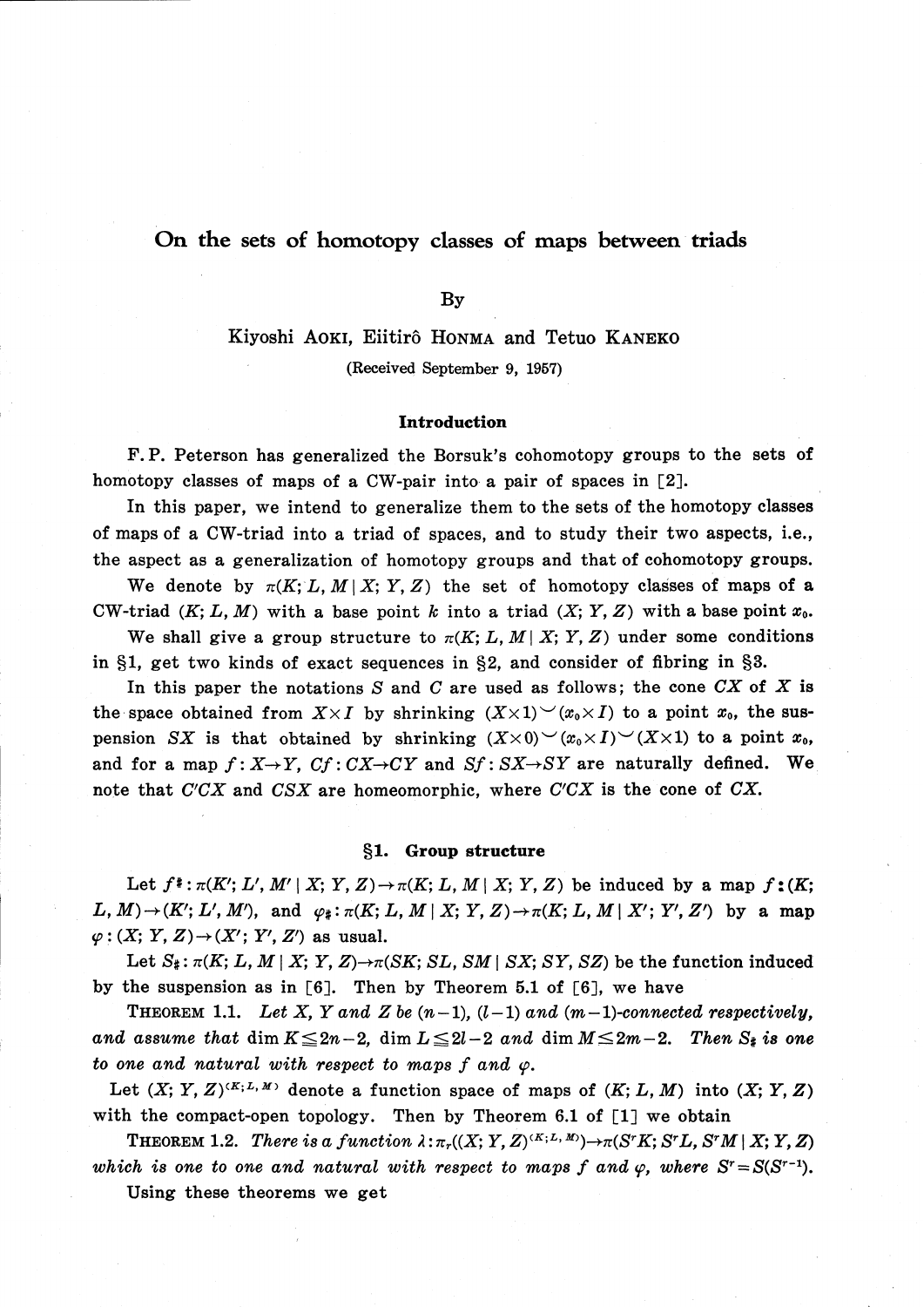# On the sets of homotopy classes of maps between triads

By

Kiyoshi AOKI, Eiitirô HONMA and Tetuo KANEKO

(Received September 9, 1957)

## Introduction

F. P. Peterson has generalized the Borsuk's cohomotopy groups to the sets of homotopy classes of maps of a CW-pair into a pair of spaces in [2].

In this paper, we intend to generalize them to the sets of the homotopy classes of maps of a CW-triad into a triad of spaces, and to study their two aspects, i.e., the aspect as a generalization of homotopy groups and that of cohomotopy groups.

We denote by $\pi(K; L, M \mid X; Y, Z)$ the set of homotopy classes of maps of a CW-triad $(K; L, M)$ with a base point $k$ into a triad $(X; Y, Z)$ with a base point $x_0$.

We shall give a group structure to $\pi(K; L, M \mid X; Y, Z)$ under some conditions in §1, get two kinds of exact sequences in §2, and consider of fibring in §3.

In this paper the notations $S$ and $C$ are used as follows; the cone $CX$ of $X$ is the space obtained from $X \times I$ by shrinking $(X \times 1) \smile (x_0 \times I)$ to a point $x_0$, the suspension $SX$ is that obtained by shrinking $(X \times 0) \smile (x_0 \times I) \smile (X \times 1)$ to a point $x_0$, and for a map $f: X \to Y$, $Cf: CX \to CY$ and $Sf: SX \to SY$ are naturally defined. We note that $C'CX$ and $CSX$ are homeomorphic, where $C'CX$ is the cone of $CX$.

## §1. Group structure

Let $f^{\#}: \pi(K'; L', M' \mid X; Y, Z) \to \pi(K; L, M \mid X; Y, Z)$ be induced by a map $f: (K; L, M) \to (K'; L', M')$, and $\varphi_{\#}: \pi(K; L, M \mid X; Y, Z) \to \pi(K; L, M \mid X'; Y', Z')$ by a map $\varphi: (X; Y, Z) \to (X'; Y', Z')$ as usual.

Let $S_{\#}: \pi(K; L, M \mid X; Y, Z) \to \pi(SK; SL, SM \mid SX; SY, SZ)$ be the function induced by the suspension as in [6]. Then by Theorem 5.1 of [6], we have

THEOREM 1.1. *Let $X$, $Y$ and $Z$ be $(n-1)$, $(l-1)$ and $(m-1)$-connected respectively, and assume that $\dim K \leqq 2n-2$, $\dim L \leqq 2l-2$ and $\dim M \leqq 2m-2$. Then $S_{\#}$ is one to one and natural with respect to maps $f$ and $\varphi$.*

Let $(X; Y, Z)^{(K; L, M)}$ denote a function space of maps of $(K; L, M)$ into $(X; Y, Z)$ with the compact-open topology. Then by Theorem 6.1 of [1] we obtain

THEOREM 1.2. *There is a function $\lambda: \pi_r((X; Y, Z)^{(K; L, M)}) \to \pi(S^r K; S^r L, S^r M \mid X; Y, Z)$ which is one to one and natural with respect to maps $f$ and $\varphi$, where $S^r = S(S^{r-1})$.*

Using these theorems we get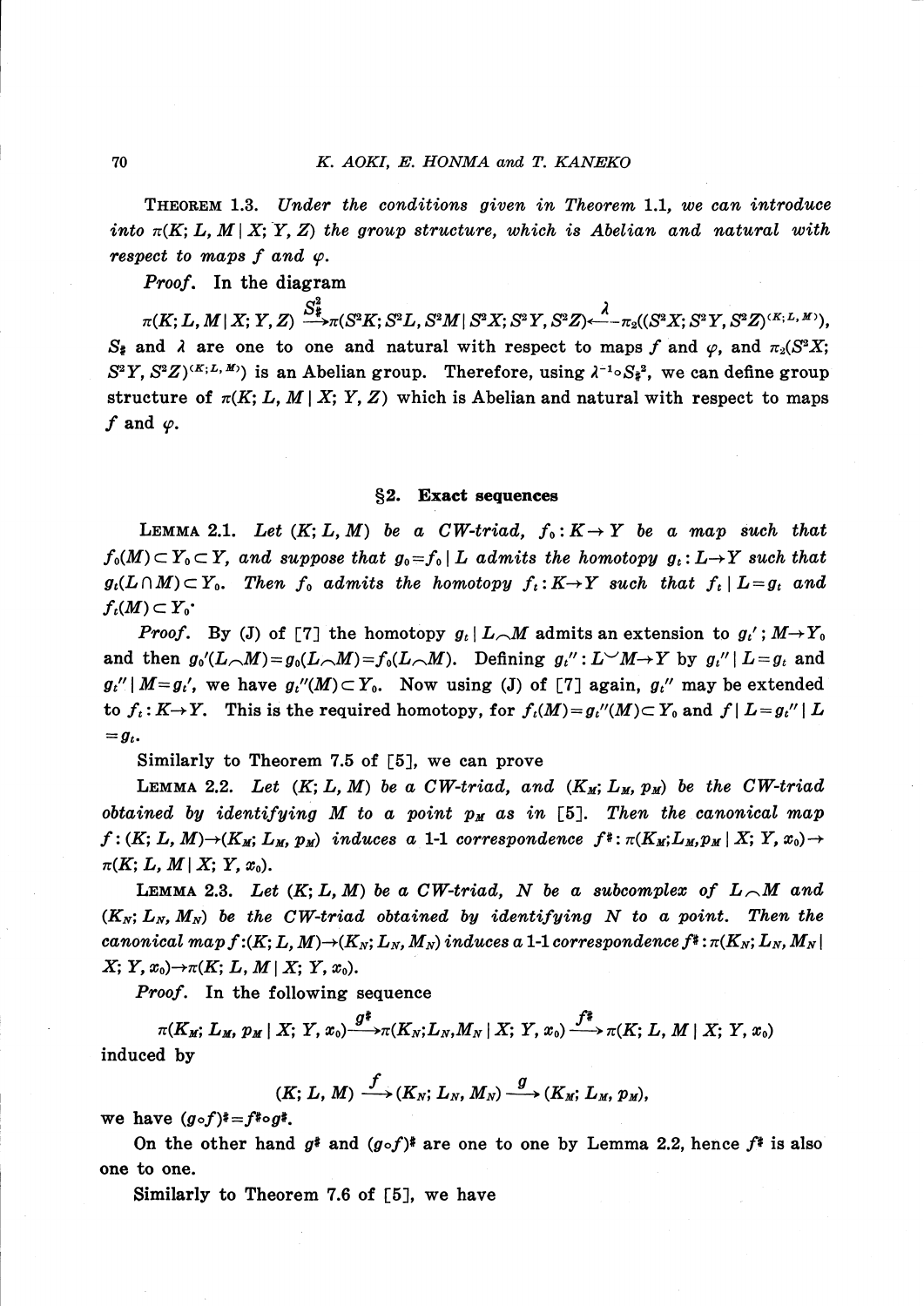**Theorem 1.3.** *Under the conditions given in Theorem 1.1, we can introduce into $\pi(K; L, M \mid X; Y, Z)$ the group structure, which is Abelian and natural with respect to maps $f$ and $\varphi$.*

*Proof.* In the diagram

$$\pi(K; L, M \mid X; Y, Z) \xrightarrow{S_\sharp^2} \pi(S^2K; S^2L, S^2M \mid S^2X; S^2Y, S^2Z) \xleftarrow{\lambda} \pi_2((S^2X; S^2Y, S^2Z)^{(K; L, M)}),$$

$S_\sharp$ and $\lambda$ are one to one and natural with respect to maps $f$ and $\varphi$, and $\pi_2(S^2X; S^2Y, S^2Z)^{(K; L, M)})$ is an Abelian group. Therefore, using $\lambda^{-1} \circ S_\sharp^2$, we can define group structure of $\pi(K; L, M \mid X; Y, Z)$ which is Abelian and natural with respect to maps $f$ and $\varphi$.

## §2. Exact sequences

**Lemma 2.1.** *Let $(K; L, M)$ be a CW-triad, $f_0: K \to Y$ be a map such that $f_0(M) \subset Y_0 \subset Y$, and suppose that $g_0 = f_0 \mid L$ admits the homotopy $g_t: L \to Y$ such that $g_t(L \cap M) \subset Y_0$. Then $f_0$ admits the homotopy $f_t: K \to Y$ such that $f_t \mid L = g_t$ and $f_t(M) \subset Y_0$.*

*Proof.* By (J) of [7] the homotopy $g_t \mid L \frown M$ admits an extension to $g_t'; M \to Y_0$ and then $g_0'(L \frown M) = g_0(L \frown M) = f_0(L \frown M)$. Defining $g_t'': L \smile M \to Y$ by $g_t'' \mid L = g_t$ and $g_t'' \mid M = g_t'$, we have $g_t''(M) \subset Y_0$. Now using (J) of [7] again, $g_t''$ may be extended to $f_t: K \to Y$. This is the required homotopy, for $f_t(M) = g_t''(M) \subset Y_0$ and $f \mid L = g_t'' \mid L = g_t$.

Similarly to Theorem 7.5 of [5], we can prove

**Lemma 2.2.** *Let $(K; L, M)$ be a CW-triad, and $(K_M; L_M, p_M)$ be the CW-triad obtained by identifying $M$ to a point $p_M$ as in [5]. Then the canonical map $f: (K; L, M) \to (K_M; L_M, p_M)$ induces a 1-1 correspondence $f^\sharp: \pi(K_M; L_M, p_M \mid X; Y, x_0) \to \pi(K; L, M \mid X; Y, x_0)$.*

**Lemma 2.3.** *Let $(K; L, M)$ be a CW-triad, $N$ be a subcomplex of $L \frown M$ and $(K_N; L_N, M_N)$ be the CW-triad obtained by identifying $N$ to a point. Then the canonical map $f: (K; L, M) \to (K_N; L_N, M_N)$ induces a 1-1 correspondence $f^\sharp: \pi(K_N; L_N, M_N \mid X; Y, x_0) \to \pi(K; L, M \mid X; Y, x_0)$.*

*Proof.* In the following sequence

$$\pi(K_M; L_M, p_M \mid X; Y, x_0) \xrightarrow{g^\sharp} \pi(K_N; L_N, M_N \mid X; Y, x_0) \xrightarrow{f^\sharp} \pi(K; L, M \mid X; Y, x_0)$$

induced by

$$(K; L, M) \xrightarrow{f} (K_N; L_N, M_N) \xrightarrow{g} (K_M; L_M, p_M),$$

we have $(g \circ f)^\sharp = f^\sharp \circ g^\sharp$.

On the other hand $g^\sharp$ and $(g \circ f)^\sharp$ are one to one by Lemma 2.2, hence $f^\sharp$ is also one to one.

Similarly to Theorem 7.6 of [5], we have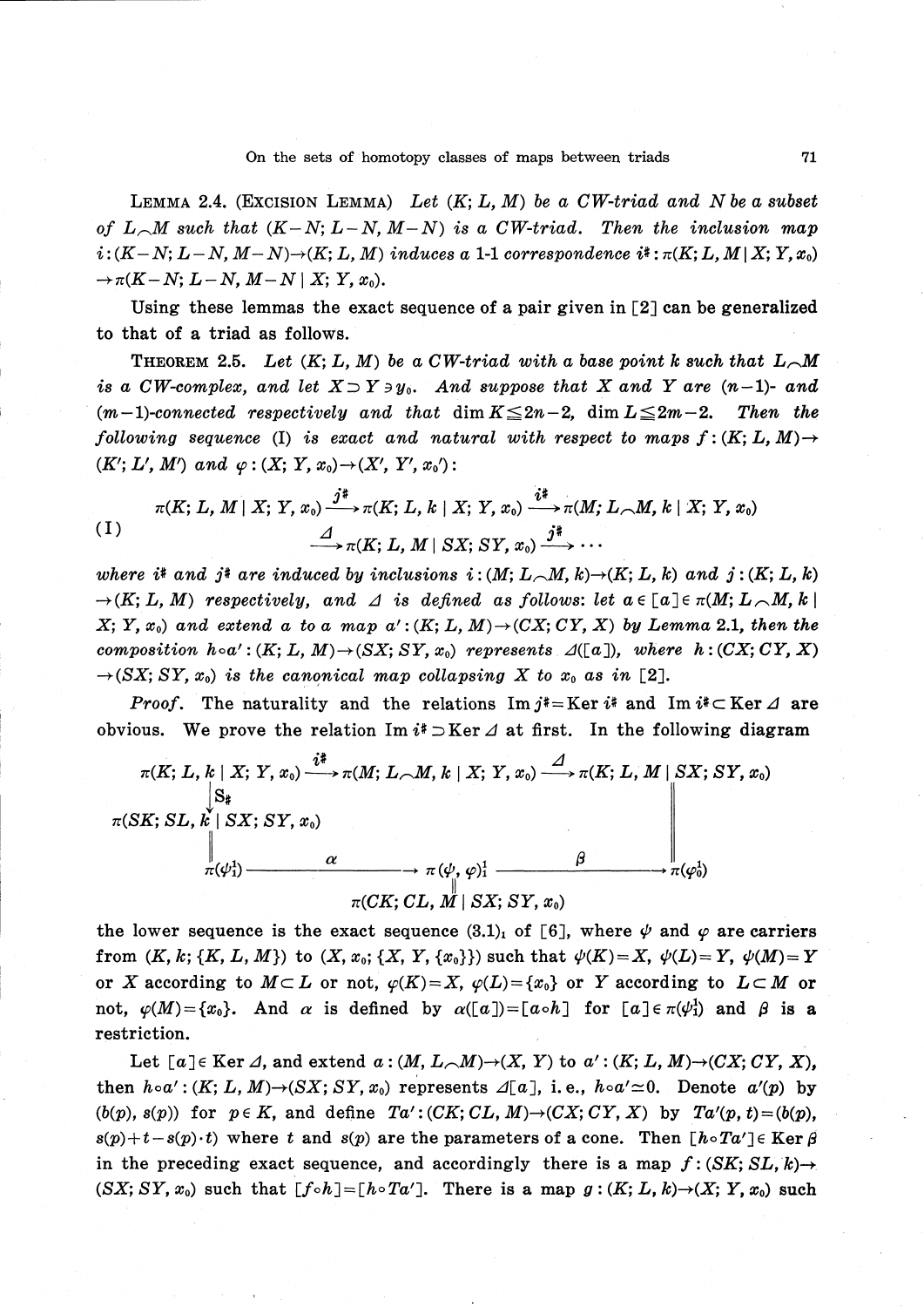LEMMA 2.4. (EXCISION LEMMA) *Let $(K; L, M)$ be a CW-triad and $N$ be a subset of $L \frown M$ such that $(K-N; L-N, M-N)$ is a CW-triad. Then the inclusion map $i:(K-N; L-N, M-N) \to (K; L, M)$ induces a 1-1 correspondence $i^{\#}: \pi(K; L, M \mid X; Y, x_0) \to \pi(K-N; L-N, M-N \mid X; Y, x_0)$.*

Using these lemmas the exact sequence of a pair given in [2] can be generalized to that of a triad as follows.

THEOREM 2.5. *Let $(K; L, M)$ be a CW-triad with a base point $k$ such that $L \frown M$ is a CW-complex, and let $X \supset Y \ni y_0$. And suppose that $X$ and $Y$ are $(n-1)$- and $(m-1)$-connected respectively and that $\dim K \leqq 2n-2$, $\dim L \leqq 2m-2$. Then the following sequence (I) is exact and natural with respect to maps $f:(K; L, M) \to (K'; L', M')$ and $\varphi:(X; Y, x_0) \to (X', Y', x_0')$:*

$$\text{(I)} \qquad \begin{aligned} &\pi(K; L, M \mid X; Y, x_0) \xrightarrow{j^{\#}} \pi(K; L, k \mid X; Y, x_0) \xrightarrow{i^{\#}} \pi(M; L \frown M, k \mid X; Y, x_0) \\ &\qquad \xrightarrow{\Delta} \pi(K; L, M \mid SX; SY, x_0) \xrightarrow{j^{\#}} \cdots \end{aligned}$$

*where $i^{\#}$ and $j^{\#}$ are induced by inclusions $i:(M; L \frown M, k) \to (K; L, k)$ and $j:(K; L, k) \to (K; L, M)$ respectively, and $\Delta$ is defined as follows: let $a \in [a] \in \pi(M; L \frown M, k \mid X; Y, x_0)$ and extend $a$ to a map $a':(K; L, M) \to (CX; CY, X)$ by Lemma 2.1, then the composition $h \circ a':(K; L, M) \to (SX; SY, x_0)$ represents $\Delta([a])$, where $h:(CX; CY, X) \to (SX; SY, x_0)$ is the canonical map collapsing $X$ to $x_0$ as in [2].*

*Proof.* The naturality and the relations $\operatorname{Im} j^{\#} = \operatorname{Ker} i^{\#}$ and $\operatorname{Im} i^{\#} \subset \operatorname{Ker} \Delta$ are obvious. We prove the relation $\operatorname{Im} i^{\#} \supset \operatorname{Ker} \Delta$ at first. In the following diagram

$$\begin{array}{ccccc}
\pi(K; L, k \mid X; Y, x_0) & \xrightarrow{i^{\#}} & \pi(M; L \frown M, k \mid X; Y, x_0) & \xrightarrow{\Delta} & \pi(K; L, M \mid SX; SY, x_0) \\
\downarrow S_{\#} & & & & \| \\
\pi(SK; SL, k \mid SX; SY, x_0) & & & & \\
\| & & & & \\
\pi(\psi_1^1) & \xrightarrow{\alpha} & \pi(\psi, \varphi)_1^1 & \xrightarrow{\beta} & \pi(\varphi_0^1) \\
 & & \| & & \\
 & & \pi(CK; CL, M \mid SX; SY, x_0) & &
\end{array}$$

the lower sequence is the exact sequence $(3.1)_1$ of [6], where $\psi$ and $\varphi$ are carriers from $(K, k; \{K, L, M\})$ to $(X, x_0; \{X, Y, \{x_0\}\})$ such that $\psi(K) = X$, $\psi(L) = Y$, $\psi(M) = Y$ or $X$ according to $M \subset L$ or not, $\varphi(K) = X$, $\varphi(L) = \{x_0\}$ or $Y$ according to $L \subset M$ or not, $\varphi(M) = \{x_0\}$. And $\alpha$ is defined by $\alpha([a]) = [a \circ h]$ for $[a] \in \pi(\psi_1^1)$ and $\beta$ is a restriction.

Let $[a] \in \operatorname{Ker} \Delta$, and extend $a:(M, L \frown M) \to (X, Y)$ to $a':(K; L, M) \to (CX; CY, X)$, then $h \circ a':(K; L, M) \to (SX; SY, x_0)$ represents $\Delta[a]$, i.e., $h \circ a' \simeq 0$. Denote $a'(p)$ by $(b(p), s(p))$ for $p \in K$, and define $Ta':(CK; CL, M) \to (CX; CY, X)$ by $Ta'(p, t) = (b(p), s(p) + t - s(p) \cdot t)$ where $t$ and $s(p)$ are the parameters of a cone. Then $[h \circ Ta'] \in \operatorname{Ker} \beta$ in the preceding exact sequence, and accordingly there is a map $f:(SK; SL, k) \to (SX; SY, x_0)$ such that $[f \circ h] = [h \circ Ta']$. There is a map $g:(K; L, k) \to (X; Y, x_0)$ such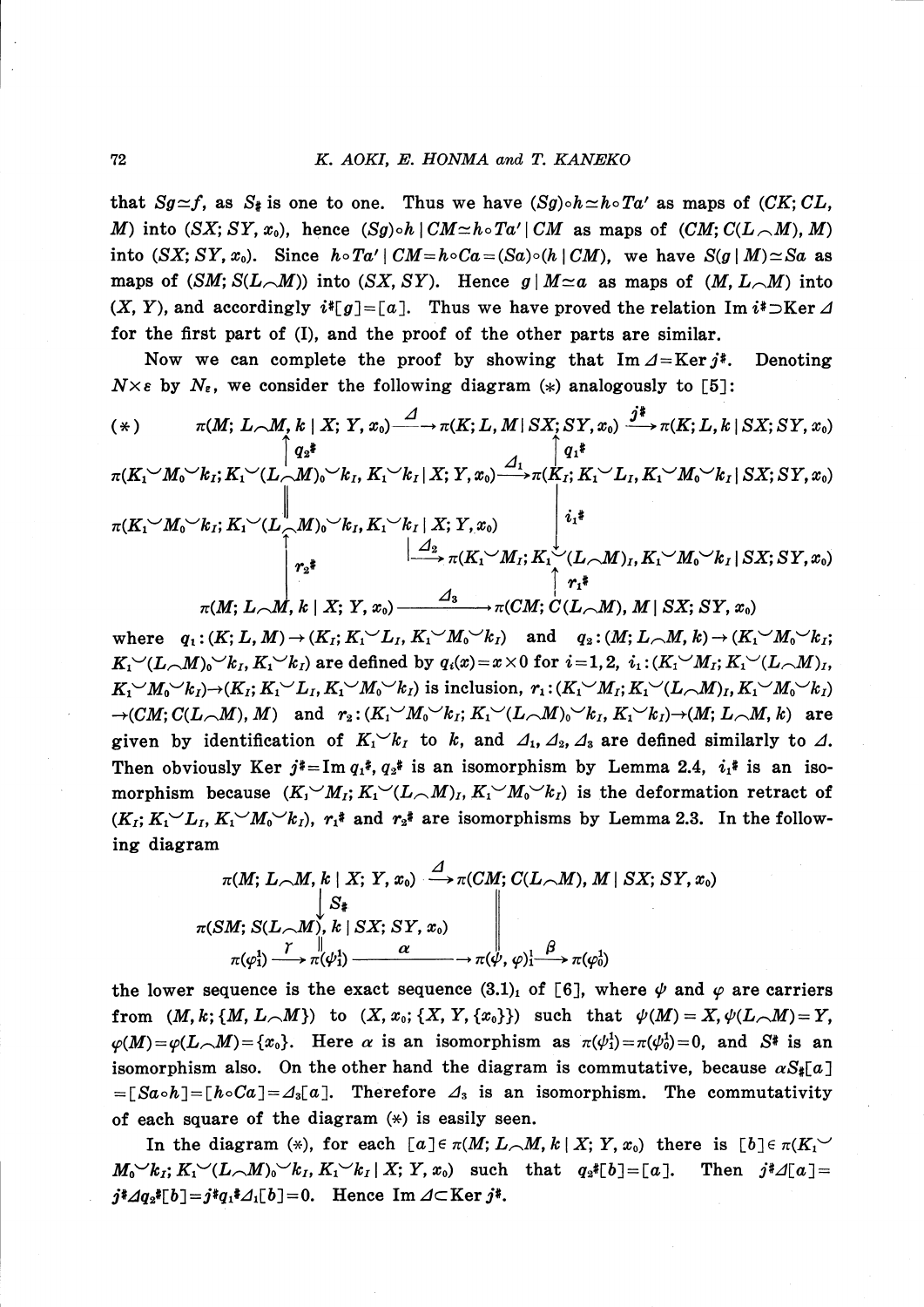that $Sg\simeq f$, as $S_\sharp$ is one to one. Thus we have $(Sg)\circ h\simeq h\circ Ta'$ as maps of $(CK; CL, M)$ into $(SX; SY, x_0)$, hence $(Sg)\circ h\,|\,CM\simeq h\circ Ta'\,|\,CM$ as maps of $(CM; C(L\frown M), M)$ into $(SX; SY, x_0)$. Since $h\circ Ta'\,|\,CM=h\circ Ca=(Sa)\circ(h\,|\,CM)$, we have $S(g\,|\,M)\simeq Sa$ as maps of $(SM; S(L\frown M))$ into $(SX, SY)$. Hence $g\,|\,M\simeq a$ as maps of $(M, L\frown M)$ into $(X, Y)$, and accordingly $i^\sharp[g]=[a]$. Thus we have proved the relation $\operatorname{Im} i^\sharp\supset\operatorname{Ker}\varDelta$ for the first part of (I), and the proof of the other parts are similar.

Now we can complete the proof by showing that $\operatorname{Im}\varDelta=\operatorname{Ker} j^\sharp$. Denoting $N\times\varepsilon$ by $N_\varepsilon$, we consider the following diagram $(*)$ analogously to [5]:

$$
(*)\qquad
\begin{array}{ccc}
\pi(M; L\frown M, k\,|\,X; Y, x_0) & \xrightarrow{\ \varDelta\ } \pi(K; L, M\,|\,SX; SY, x_0) & \xrightarrow{\ j^\sharp\ } \pi(K; L, k\,|\,SX; SY, x_0)\\
\uparrow q_2^\sharp & \uparrow q_1^\sharp & \\
\pi(K_1{\smile}M_0{\smile}k_I; K_1{\smile}(L\frown M)_0{\smile}k_I, K_1{\smile}k_I\,|\,X; Y, x_0) & \xrightarrow{\ \varDelta_1\ } \pi(K_I; K_1{\smile}L_I, K_1{\smile}M_0{\smile}k_I\,|\,SX; SY, x_0) & \\
\| & \downarrow i_1^\sharp & \\
\pi(K_1{\smile}M_0{\smile}k_I; K_1{\smile}(L\frown M)_0{\smile}k_I, K_1{\smile}k_I\,|\,X; Y, x_0) & \xrightarrow{\ \varDelta_2\ } \pi(K_1{\smile}M_I; K_1{\smile}(L\frown M)_I, K_1{\smile}M_0{\smile}k_I\,|\,SX; SY, x_0) & \\
\uparrow r_2^\sharp & \uparrow r_1^\sharp & \\
\pi(M; L\frown M, k\,|\,X; Y, x_0) & \xrightarrow{\ \varDelta_3\ } \pi(CM; C(L\frown M), M\,|\,SX; SY, x_0) &
\end{array}
$$

where $q_1:(K; L, M)\to(K_I; K_1{\smile}L_I, K_1{\smile}M_0{\smile}k_I)$ and $q_2:(M; L\frown M, k)\to(K_1{\smile}M_0{\smile}k_I; K_1{\smile}(L\frown M)_0{\smile}k_I, K_1{\smile}k_I)$ are defined by $q_i(x)=x\times 0$ for $i=1, 2$, $i_1:(K_1{\smile}M_I; K_1{\smile}(L\frown M)_I, K_1{\smile}M_0{\smile}k_I)\to(K_I; K_1{\smile}L_I, K_1{\smile}M_0{\smile}k_I)$ is inclusion, $r_1:(K_1{\smile}M_I; K_1{\smile}(L\frown M)_I, K_1{\smile}M_0{\smile}k_I)\to(CM; C(L\frown M), M)$ and $r_2:(K_1{\smile}M_0{\smile}k_I; K_1{\smile}(L\frown M)_0{\smile}k_I, K_1{\smile}k_I)\to(M; L\frown M, k)$ are given by identification of $K_1{\smile}k_I$ to $k$, and $\varDelta_1, \varDelta_2, \varDelta_3$ are defined similarly to $\varDelta$. Then obviously $\operatorname{Ker} j^\sharp=\operatorname{Im} q_1^\sharp$, $q_2^\sharp$ is an isomorphism by Lemma 2.4, $i_1^\sharp$ is an isomorphism because $(K_1{\smile}M_I; K_1{\smile}(L\frown M)_I, K_1{\smile}M_0{\smile}k_I)$ is the deformation retract of $(K_I; K_1{\smile}L_I, K_1{\smile}M_0{\smile}k_I)$, $r_1^\sharp$ and $r_2^\sharp$ are isomorphisms by Lemma 2.3. In the following diagram

$$
\begin{array}{ccccc}
\pi(M; L\frown M, k\,|\,X; Y, x_0) & & \xrightarrow{\ \varDelta\ } & \pi(CM; C(L\frown M), M\,|\,SX; SY, x_0) & \\
\downarrow S_\sharp & & & \| & \\
\pi(SM; S(L\frown M), k\,|\,SX; SY, x_0) & & & & \\
\| & & & & \\
\pi(\varphi_1^1)\xrightarrow{\ \gamma\ }\pi(\psi_1^1) & & \xrightarrow{\ \alpha\ } & \pi(\psi, \varphi)_1^1 & \xrightarrow{\ \beta\ }\pi(\varphi_0^1)
\end{array}
$$

the lower sequence is the exact sequence $(3.1)_1$ of [6], where $\psi$ and $\varphi$ are carriers from $(M, k; \{M, L\frown M\})$ to $(X, x_0; \{X, Y, \{x_0\}\})$ such that $\psi(M)=X, \psi(L\frown M)=Y$, $\varphi(M)=\varphi(L\frown M)=\{x_0\}$. Here $\alpha$ is an isomorphism as $\pi(\varphi_1^1)=\pi(\varphi_0^1)=0$, and $S^\sharp$ is an isomorphism also. On the other hand the diagram is commutative, because $\alpha S_\sharp[a]=[Sa\circ h]=[h\circ Ca]=\varDelta_3[a]$. Therefore $\varDelta_3$ is an isomorphism. The commutativity of each square of the diagram $(*)$ is easily seen.

In the diagram $(*)$, for each $[a]\in\pi(M; L\frown M, k\,|\,X; Y, x_0)$ there is $[b]\in\pi(K_1{\smile}M_0{\smile}k_I; K_1{\smile}(L\frown M)_0{\smile}k_I, K_1{\smile}k_I\,|\,X; Y, x_0)$ such that $q_2^\sharp[b]=[a]$. Then $j^\sharp\varDelta[a]=j^\sharp\varDelta q_2^\sharp[b]=j^\sharp q_1^\sharp\varDelta_1[b]=0$. Hence $\operatorname{Im}\varDelta\subset\operatorname{Ker} j^\sharp$.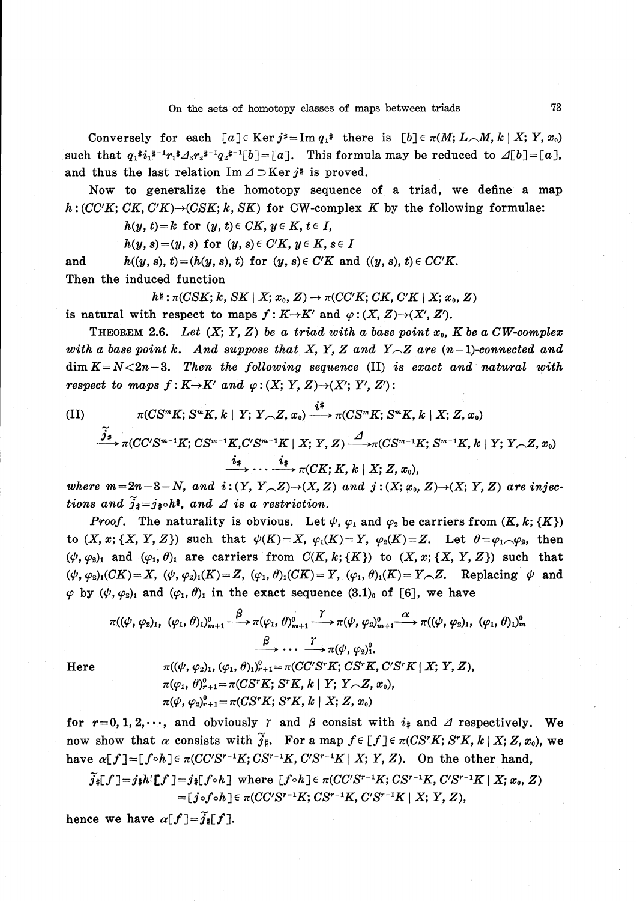Conversely for each $[a] \in \operatorname{Ker} j^{\#} = \operatorname{Im} q_1{}^{\#}$ there is $[b] \in \pi(M; L \frown M, k \mid X; Y, x_0)$ such that $q_1{}^{\#} i_1{}^{\#-1} r_1{}^{\#} \Delta_3 r_2{}^{\#-1} q_2{}^{\#-1}[b] = [a]$. This formula may be reduced to $\Delta[b] = [a]$, and thus the last relation $\operatorname{Im} \Delta \supset \operatorname{Ker} j^{\#}$ is proved.

Now to generalize the homotopy sequence of a triad, we define a map $h : (CC'K; CK, C'K) \to (CSK; k, SK)$ for CW-complex $K$ by the following formulae:

$h(y, t) = k$ for $(y, t) \in CK$, $y \in K$, $t \in I$,

$h(y, s) = (y, s)$ for $(y, s) \in C'K$, $y \in K$, $s \in I$

and $\quad h((y, s), t) = (h(y, s), t)$ for $(y, s) \in C'K$ and $((y, s), t) \in CC'K$.

Then the induced function

$$h^{\#} : \pi(CSK; k, SK \mid X; x_0, Z) \to \pi(CC'K; CK, C'K \mid X; x_0, Z)$$

is natural with respect to maps $f : K \to K'$ and $\varphi : (X, Z) \to (X', Z')$.

**Theorem 2.6.** *Let $(X; Y, Z)$ be a triad with a base point $x_0$, $K$ be a CW-complex with a base point $k$. And suppose that $X$, $Y$, $Z$ and $Y \frown Z$ are $(n-1)$-connected and $\dim K = N < 2n-3$. Then the following sequence (II) is exact and natural with respect to maps $f : K \to K'$ and $\varphi : (X; Y, Z) \to (X'; Y', Z')$:*

$$\text{(II)} \qquad \pi(CS^m K; S^m K, k \mid Y; Y \frown Z, x_0) \xrightarrow{i^{\#}} \pi(CS^m K; S^m K, k \mid X; Z, x_0)$$

$$\xrightarrow{\tilde{j}_{\#}} \pi(CC'S^{m-1}K; CS^{m-1}K, C'S^{m-1}K \mid X; Y, Z) \xrightarrow{\Delta} \pi(CS^{m-1}K; S^{m-1}K, k \mid Y; Y \frown Z, x_0)$$

$$\xrightarrow{i_{\#}} \cdots \xrightarrow{i_{\#}} \pi(CK; K, k \mid X; Z, x_0),$$

*where $m = 2n-3-N$, and $i : (Y, Y \frown Z) \to (X, Z)$ and $j : (X; x_0, Z) \to (X; Y, Z)$ are injections and $\tilde{j}_{\#} = j_{\#} \circ h^{\#}$, and $\Delta$ is a restriction.*

*Proof.* The naturality is obvious. Let $\psi$, $\varphi_1$ and $\varphi_2$ be carriers from $(K, k; \{K\})$ to $(X, x; \{X, Y, Z\})$ such that $\psi(K) = X$, $\varphi_1(K) = Y$, $\varphi_2(K) = Z$. Let $\theta = \varphi_1 \frown \varphi_2$, then $(\psi, \varphi_2)_1$ and $(\varphi_1, \theta)_1$ are carriers from $C(K, k; \{K\})$ to $(X, x; \{X, Y, Z\})$ such that $(\psi, \varphi_2)_1(CK) = X$, $(\psi, \varphi_2)_1(K) = Z$, $(\varphi_1, \theta)_1(CK) = Y$, $(\varphi_1, \theta)_1(K) = Y \frown Z$. Replacing $\psi$ and $\varphi$ by $(\psi, \varphi_2)_1$ and $(\varphi_1, \theta)_1$ in the exact sequence $(3.1)_0$ of [6], we have

$$\pi((\psi, \varphi_2)_1, (\varphi_1, \theta)_1)^0_{m+1} \xrightarrow{\beta} \pi(\varphi_1, \theta)^0_{m+1} \xrightarrow{\gamma} \pi(\psi, \varphi_2)^0_{m+1} \xrightarrow{\alpha} \pi((\psi, \varphi_2)_1, (\varphi_1, \theta)_1)^0_m$$

$$\xrightarrow{\beta} \cdots \xrightarrow{\gamma} \pi(\psi, \varphi_2)^0_1.$$

Here

$$\pi((\psi, \varphi_2)_1, (\varphi_1, \theta)_1)^0_{r+1} = \pi(CC'S^r K; CS^r K, C'S^r K \mid X; Y, Z),$$

$$\pi(\varphi_1, \theta)^0_{r+1} = \pi(CS^r K; S^r K, k \mid Y; Y \frown Z, x_0),$$

$$\pi(\psi, \varphi_2)^0_{r+1} = \pi(CS^r K; S^r K, k \mid X; Z, x_0)$$

for $r = 0, 1, 2, \cdots$, and obviously $\gamma$ and $\beta$ consist with $i_{\#}$ and $\Delta$ respectively. We now show that $\alpha$ consists with $\tilde{j}_{\#}$. For a map $f \in [f] \in \pi(CS^r K; S^r K, k \mid X; Z, x_0)$, we have $\alpha[f] = [f \circ h] \in \pi(CC'S^{r-1}K; CS^{r-1}K, C'S^{r-1}K \mid X; Y, Z)$. On the other hand,

$$\tilde{j}_{\#}[f] = j_{\#} h^{\#}[f] = j_{\#}[f \circ h] \text{ where } [f \circ h] \in \pi(CC'S^{r-1}K; CS^{r-1}K, C'S^{r-1}K \mid X; x_0, Z)$$
$$= [j \circ f \circ h] \in \pi(CC'S^{r-1}K; CS^{r-1}K, C'S^{r-1}K \mid X; Y, Z),$$

hence we have $\alpha[f] = \tilde{j}_{\#}[f]$.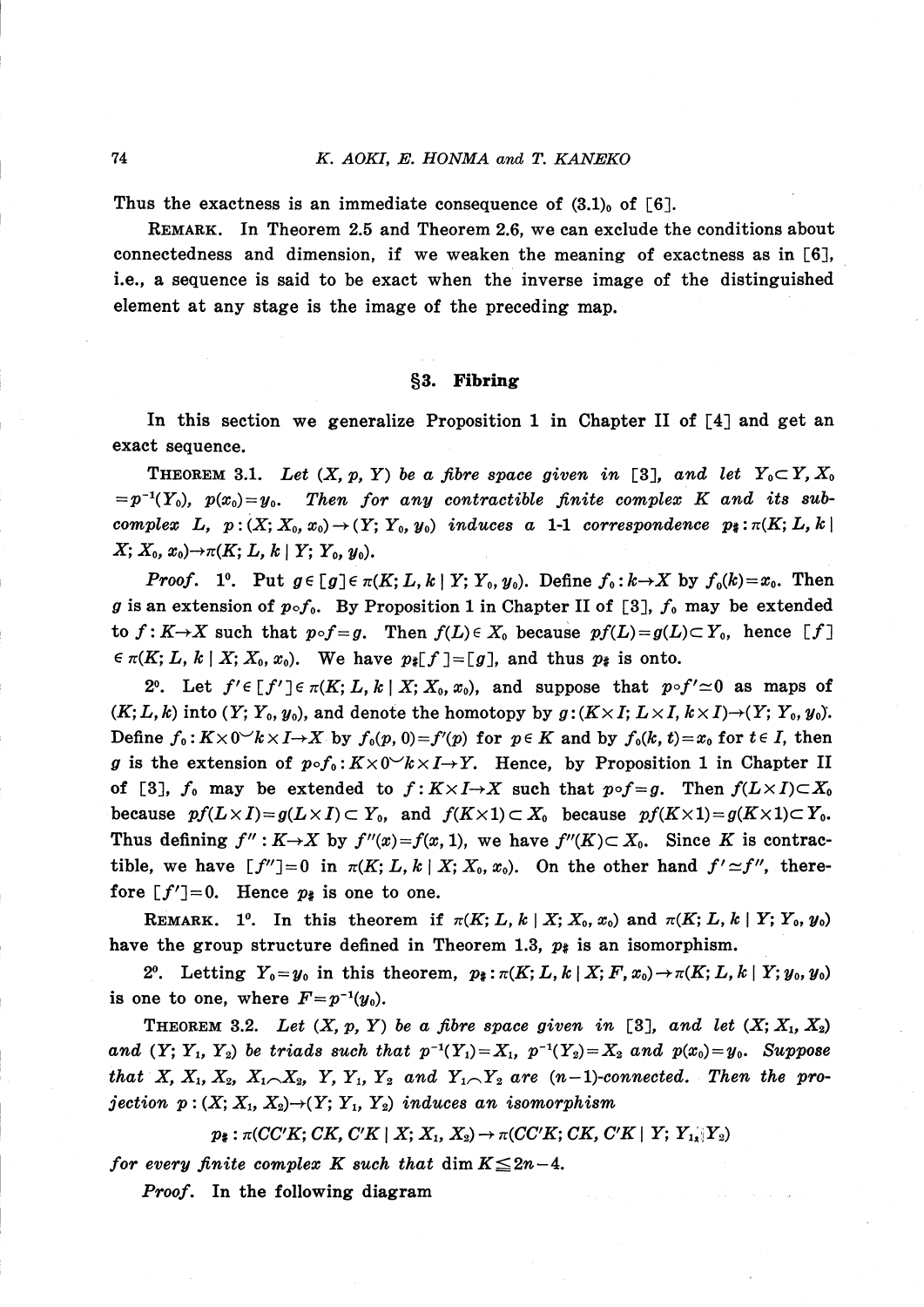Thus the exactness is an immediate consequence of $(3.1)_0$ of [6].

REMARK. In Theorem 2.5 and Theorem 2.6, we can exclude the conditions about connectedness and dimension, if we weaken the meaning of exactness as in [6], i.e., a sequence is said to be exact when the inverse image of the distinguished element at any stage is the image of the preceding map.

## §3. Fibring

In this section we generalize Proposition 1 in Chapter II of [4] and get an exact sequence.

THEOREM 3.1. *Let $(X, p, Y)$ be a fibre space given in [3], and let $Y_0 \subset Y, X_0 = p^{-1}(Y_0)$, $p(x_0) = y_0$. Then for any contractible finite complex $K$ and its subcomplex $L$, $p: (X; X_0, x_0) \to (Y; Y_0, y_0)$ induces a 1-1 correspondence $p_\#: \pi(K; L, k \mid X; X_0, x_0) \to \pi(K; L, k \mid Y; Y_0, y_0)$.*

*Proof.* $1^0$. Put $g \in [g] \in \pi(K; L, k \mid Y; Y_0, y_0)$. Define $f_0: k \to X$ by $f_0(k) = x_0$. Then $g$ is an extension of $p \circ f_0$. By Proposition 1 in Chapter II of [3], $f_0$ may be extended to $f: K \to X$ such that $p \circ f = g$. Then $f(L) \in X_0$ because $pf(L) = g(L) \subset Y_0$, hence $[f] \in \pi(K; L, k \mid X; X_0, x_0)$. We have $p_\#[f] = [g]$, and thus $p_\#$ is onto.

$2^0$. Let $f' \in [f'] \in \pi(K; L, k \mid X; X_0, x_0)$, and suppose that $p \circ f' \simeq 0$ as maps of $(K; L, k)$ into $(Y; Y_0, y_0)$, and denote the homotopy by $g: (K \times I; L \times I, k \times I) \to (Y; Y_0, y_0)$. Define $f_0: K \times 0 \smile k \times I \to X$ by $f_0(p, 0) = f'(p)$ for $p \in K$ and by $f_0(k, t) = x_0$ for $t \in I$, then $g$ is the extension of $p \circ f_0: K \times 0 \smile k \times I \to Y$. Hence, by Proposition 1 in Chapter II of [3], $f_0$ may be extended to $f: K \times I \to X$ such that $p \circ f = g$. Then $f(L \times I) \subset X_0$ because $pf(L \times I) = g(L \times I) \subset Y_0$, and $f(K \times 1) \subset X_0$ because $pf(K \times 1) = g(K \times 1) \subset Y_0$. Thus defining $f'': K \to X$ by $f''(x) = f(x, 1)$, we have $f''(K) \subset X_0$. Since $K$ is contractible, we have $[f''] = 0$ in $\pi(K; L, k \mid X; X_0, x_0)$. On the other hand $f' \simeq f''$, therefore $[f'] = 0$. Hence $p_\#$ is one to one.

REMARK. $1^0$. In this theorem if $\pi(K; L, k \mid X; X_0, x_0)$ and $\pi(K; L, k \mid Y; Y_0, y_0)$ have the group structure defined in Theorem 1.3, $p_\#$ is an isomorphism.

$2^0$. Letting $Y_0 = y_0$ in this theorem, $p_\#: \pi(K; L, k \mid X; F, x_0) \to \pi(K; L, k \mid Y; y_0, y_0)$ is one to one, where $F = p^{-1}(y_0)$.

THEOREM 3.2. *Let $(X, p, Y)$ be a fibre space given in [3], and let $(X; X_1, X_2)$ and $(Y; Y_1, Y_2)$ be triads such that $p^{-1}(Y_1) = X_1$, $p^{-1}(Y_2) = X_2$ and $p(x_0) = y_0$. Suppose that $X, X_1, X_2, X_1 \frown X_2, Y, Y_1, Y_2$ and $Y_1 \frown Y_2$ are $(n-1)$-connected. Then the projection $p: (X; X_1, X_2) \to (Y; Y_1, Y_2)$ induces an isomorphism*

$$p_\#: \pi(CC'K; CK, C'K \mid X; X_1, X_2) \to \pi(CC'K; CK, C'K \mid Y; Y_1, Y_2)$$

*for every finite complex $K$ such that $\dim K \leqq 2n-4$.*

*Proof.* In the following diagram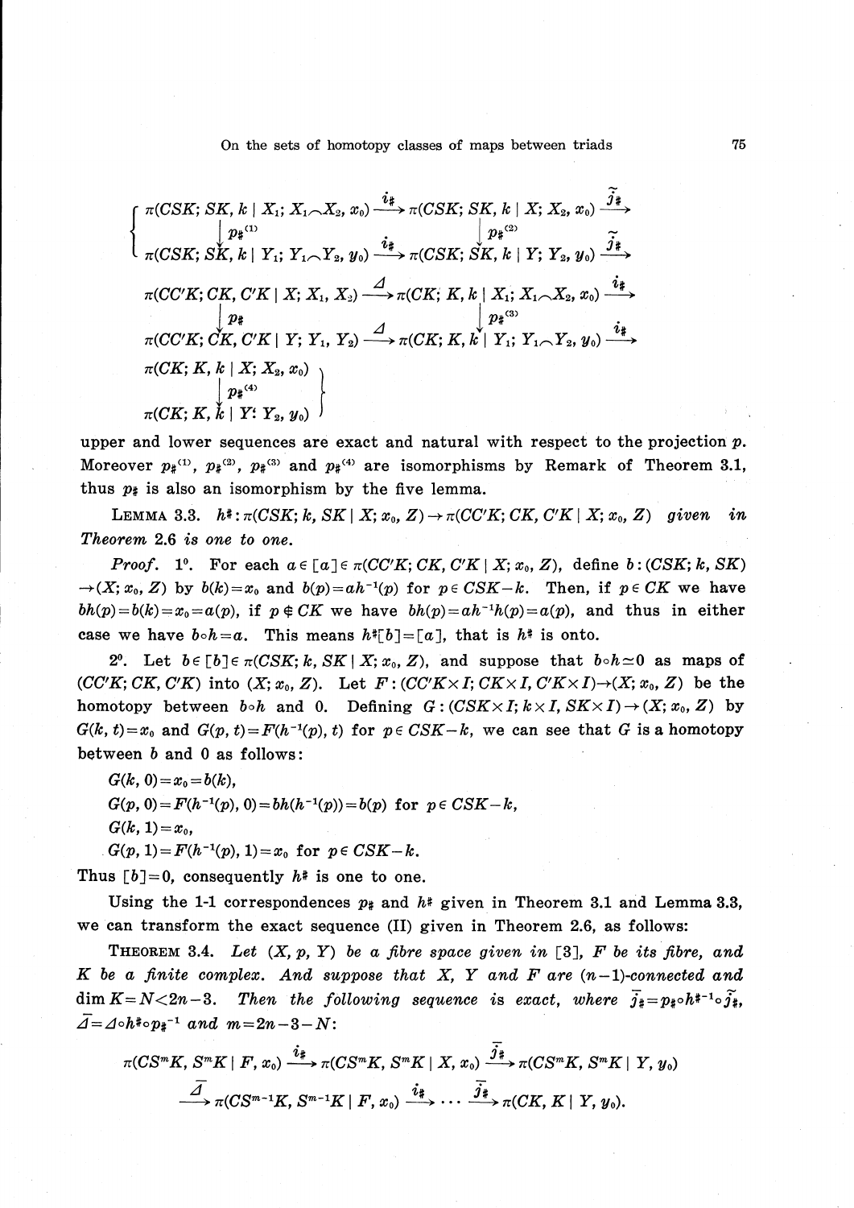$$
\left\{
\begin{array}{l}
\pi(CSK; SK, k \mid X_1; X_1 \frown X_2, x_0) \xrightarrow{i_\#} \pi(CSK; SK, k \mid X; X_2, x_0) \xrightarrow{\tilde{j}_\#} \\
\qquad \downarrow p_\#^{(1)} \qquad\qquad\qquad\qquad\qquad \downarrow p_\#^{(2)} \\
\pi(CSK; SK, k \mid Y_1; Y_1 \frown Y_2, y_0) \xrightarrow{i_\#} \pi(CSK; SK, k \mid Y; Y_2, y_0) \xrightarrow{\tilde{j}_\#} \\
\\
\pi(CC'K; CK, C'K \mid X; X_1, X_2) \xrightarrow{\Delta} \pi(CK; K, k \mid X_1; X_1 \frown X_2, x_0) \xrightarrow{i_\#} \\
\qquad \downarrow p_\# \qquad\qquad\qquad\qquad\qquad \downarrow p_\#^{(3)} \\
\pi(CC'K; CK, C'K \mid Y; Y_1, Y_2) \xrightarrow{\Delta} \pi(CK; K, k \mid Y_1; Y_1 \frown Y_2, y_0) \xrightarrow{i_\#} \\
\\
\pi(CK; K, k \mid X; X_2, x_0) \\
\qquad \downarrow p_\#^{(4)} \\
\pi(CK; K, k \mid Y; Y_2, y_0)
\end{array}
\right\}
$$

upper and lower sequences are exact and natural with respect to the projection $p$. Moreover $p_\#^{(1)}$, $p_\#^{(2)}$, $p_\#^{(3)}$ and $p_\#^{(4)}$ are isomorphisms by Remark of Theorem 3.1, thus $p_\#$ is also an isomorphism by the five lemma.

LEMMA 3.3. *$h^\#: \pi(CSK; k, SK \mid X; x_0, Z) \to \pi(CC'K; CK, C'K \mid X; x_0, Z)$ given in Theorem 2.6 is one to one.*

*Proof.* $1^0$. For each $a \in [a] \in \pi(CC'K; CK, C'K \mid X; x_0, Z)$, define $b: (CSK; k, SK) \to (X; x_0, Z)$ by $b(k) = x_0$ and $b(p) = ah^{-1}(p)$ for $p \in CSK - k$. Then, if $p \in CK$ we have $bh(p) = b(k) = x_0 = a(p)$, if $p \notin CK$ we have $bh(p) = ah^{-1}h(p) = a(p)$, and thus in either case we have $b \circ h = a$. This means $h^\#[b] = [a]$, that is $h^\#$ is onto.

$2^0$. Let $b \in [b] \in \pi(CSK; k, SK \mid X; x_0, Z)$, and suppose that $b \circ h \simeq 0$ as maps of $(CC'K; CK, C'K)$ into $(X; x_0, Z)$. Let $F: (CC'K \times I; CK \times I, C'K \times I) \to (X; x_0, Z)$ be the homotopy between $b \circ h$ and 0. Defining $G: (CSK \times I; k \times I, SK \times I) \to (X; x_0, Z)$ by $G(k, t) = x_0$ and $G(p, t) = F(h^{-1}(p), t)$ for $p \in CSK - k$, we can see that $G$ is a homotopy between $b$ and 0 as follows:

$G(k, 0) = x_0 = b(k)$,

$G(p, 0) = F(h^{-1}(p), 0) = bh(h^{-1}(p)) = b(p)$ for $p \in CSK - k$,

$G(k, 1) = x_0$,

$G(p, 1) = F(h^{-1}(p), 1) = x_0$ for $p \in CSK - k$.

Thus $[b] = 0$, consequently $h^\#$ is one to one.

Using the 1-1 correspondences $p_\#$ and $h^\#$ given in Theorem 3.1 and Lemma 3.3, we can transform the exact sequence (II) given in Theorem 2.6, as follows:

THEOREM 3.4. *Let $(X, p, Y)$ be a fibre space given in [3], $F$ be its fibre, and $K$ be a finite complex. And suppose that $X$, $Y$ and $F$ are $(n-1)$-connected and $\dim K = N < 2n-3$. Then the following sequence is exact, where $\bar{j}_\# = p_\# \circ h^{\#-1} \circ \tilde{j}_\#$, $\bar{\Delta} = \Delta \circ h^\# \circ p_\#^{-1}$ and $m = 2n-3-N$:*

$$
\pi(CS^mK, S^mK \mid F, x_0) \xrightarrow{i_\#} \pi(CS^mK, S^mK \mid X, x_0) \xrightarrow{\bar{j}_\#} \pi(CS^mK, S^mK \mid Y, y_0)
$$

$$
\xrightarrow{\bar{\Delta}} \pi(CS^{m-1}K, S^{m-1}K \mid F, x_0) \xrightarrow{i_\#} \cdots \xrightarrow{\bar{j}_\#} \pi(CK, K \mid Y, y_0).
$$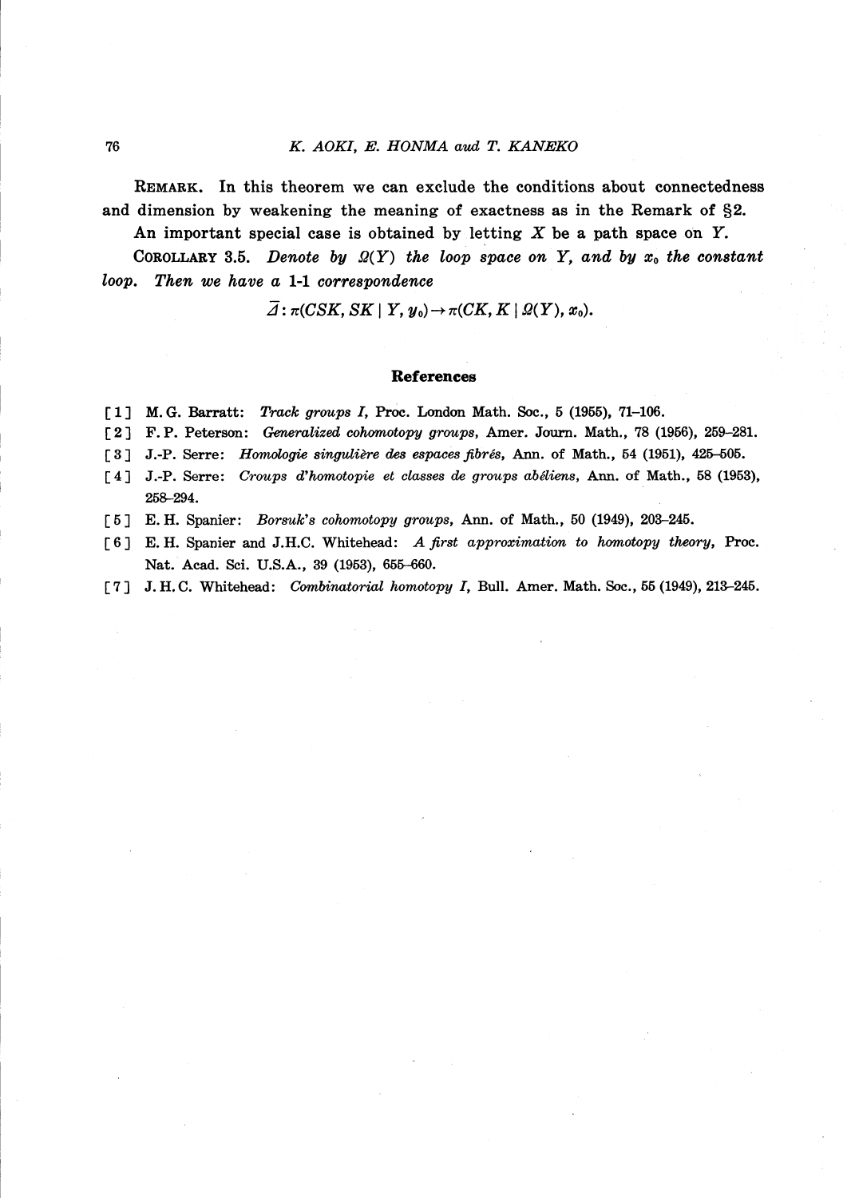REMARK. In this theorem we can exclude the conditions about connectedness and dimension by weakening the meaning of exactness as in the Remark of §2.

An important special case is obtained by letting $X$ be a path space on $Y$.

COROLLARY 3.5. *Denote by $\Omega(Y)$ the loop space on $Y$, and by $x_0$ the constant loop. Then we have a* 1-1 *correspondence*

$$\bar{\Delta}: \pi(CSK, SK \mid Y, y_0) \to \pi(CK, K \mid \Omega(Y), x_0).$$

## References

[1] M. G. Barratt: *Track groups I*, Proc. London Math. Soc., 5 (1955), 71–106.

[2] F. P. Peterson: *Generalized cohomotopy groups*, Amer. Journ. Math., 78 (1956), 259–281.

[3] J.-P. Serre: *Homologie singulière des espaces fibrés*, Ann. of Math., 54 (1951), 425–505.

[4] J.-P. Serre: *Croups d'homotopie et classes de groups abéliens*, Ann. of Math., 58 (1953), 258–294.

[5] E. H. Spanier: *Borsuk's cohomotopy groups*, Ann. of Math., 50 (1949), 203–245.

[6] E. H. Spanier and J.H.C. Whitehead: *A first approximation to homotopy theory*, Proc. Nat. Acad. Sci. U.S.A., 39 (1953), 655–660.

[7] J. H. C. Whitehead: *Combinatorial homotopy I*, Bull. Amer. Math. Soc., 55 (1949), 213–245.